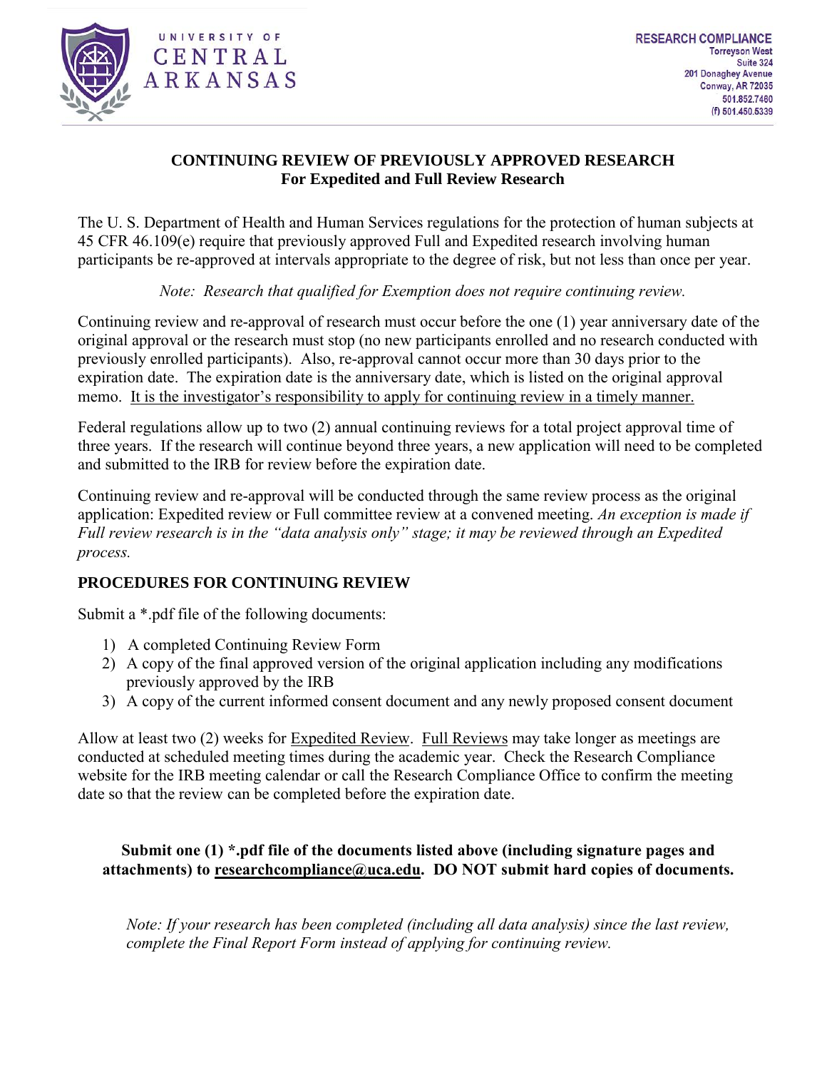UNIVERSITY OF CENTRAL ARKANSAS

**RESEARCH COMPLIANCE**
Torreyson West
Suite 324
201 Donaghey Avenue
Conway, AR 72035
501.852.7460
(f) 501.450.5339

## CONTINUING REVIEW OF PREVIOUSLY APPROVED RESEARCH
### For Expedited and Full Review Research

The U. S. Department of Health and Human Services regulations for the protection of human subjects at 45 CFR 46.109(e) require that previously approved Full and Expedited research involving human participants be re-approved at intervals appropriate to the degree of risk, but not less than once per year.

*Note: Research that qualified for Exemption does not require continuing review.*

Continuing review and re-approval of research must occur before the one (1) year anniversary date of the original approval or the research must stop (no new participants enrolled and no research conducted with previously enrolled participants). Also, re-approval cannot occur more than 30 days prior to the expiration date. The expiration date is the anniversary date, which is listed on the original approval memo. <u>It is the investigator's responsibility to apply for continuing review in a timely manner.</u>

Federal regulations allow up to two (2) annual continuing reviews for a total project approval time of three years. If the research will continue beyond three years, a new application will need to be completed and submitted to the IRB for review before the expiration date.

Continuing review and re-approval will be conducted through the same review process as the original application: Expedited review or Full committee review at a convened meeting. *An exception is made if Full review research is in the "data analysis only" stage; it may be reviewed through an Expedited process.*

### PROCEDURES FOR CONTINUING REVIEW

Submit a *.pdf file of the following documents:

1) A completed Continuing Review Form
2) A copy of the final approved version of the original application including any modifications previously approved by the IRB
3) A copy of the current informed consent document and any newly proposed consent document

Allow at least two (2) weeks for <u>Expedited Review</u>. <u>Full Reviews</u> may take longer as meetings are conducted at scheduled meeting times during the academic year. Check the Research Compliance website for the IRB meeting calendar or call the Research Compliance Office to confirm the meeting date so that the review can be completed before the expiration date.

**Submit one (1) *.pdf file of the documents listed above (including signature pages and attachments) to <u>researchcompliance@uca.edu</u>. DO NOT submit hard copies of documents.**

*Note: If your research has been completed (including all data analysis) since the last review, complete the Final Report Form instead of applying for continuing review.*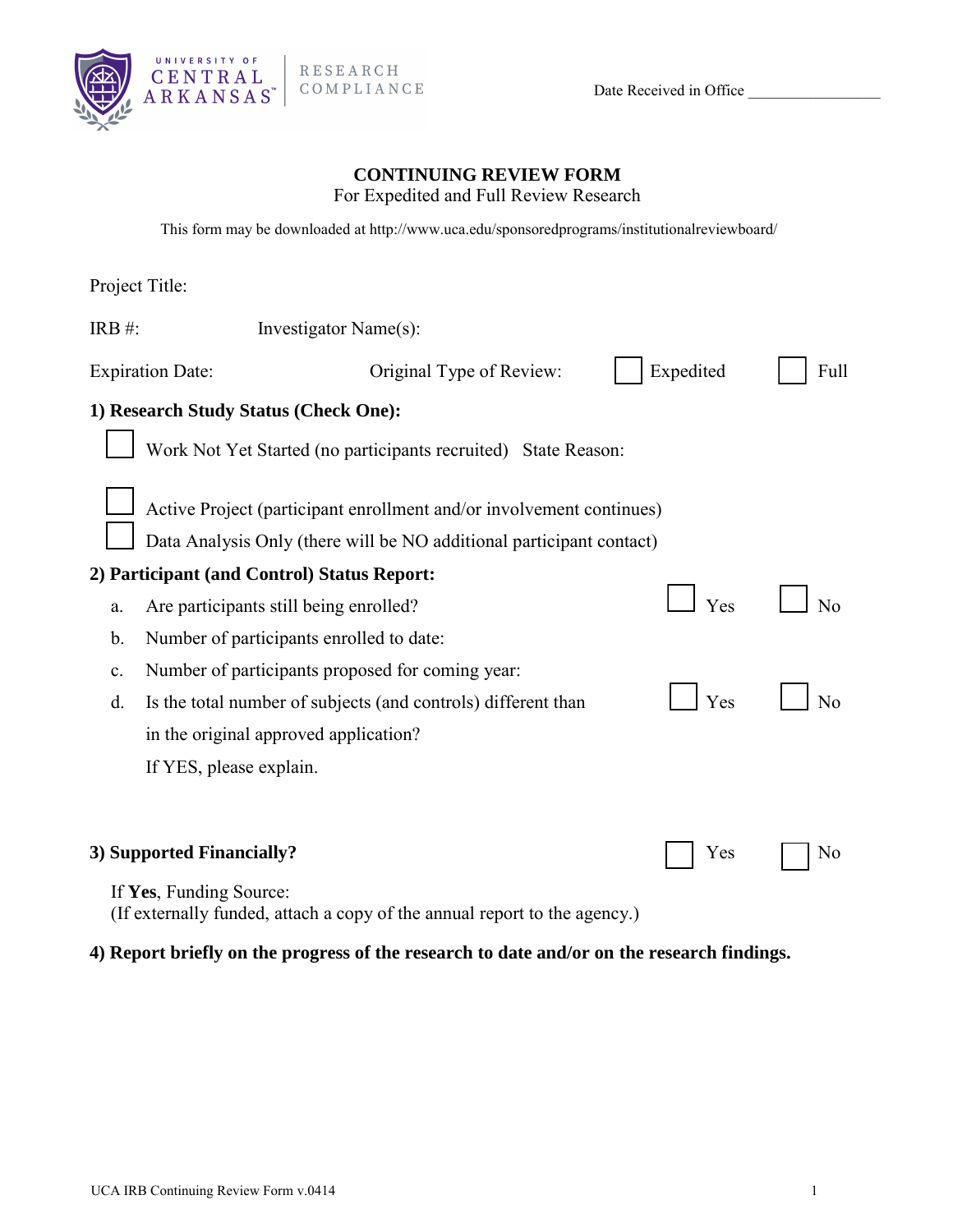UNIVERSITY OF CENTRAL ARKANSAS | RESEARCH COMPLIANCE

Date Received in Office ________________

**CONTINUING REVIEW FORM**

For Expedited and Full Review Research

This form may be downloaded at http://www.uca.edu/sponsoredprograms/institutionalreviewboard/

Project Title:

IRB #: Investigator Name(s):

Expiration Date: Original Type of Review: ☐ Expedited ☐ Full

**1) Research Study Status (Check One):**

☐ Work Not Yet Started (no participants recruited) State Reason:

☐ Active Project (participant enrollment and/or involvement continues)

☐ Data Analysis Only (there will be NO additional participant contact)

**2) Participant (and Control) Status Report:**

a. Are participants still being enrolled? ☐ Yes ☐ No

b. Number of participants enrolled to date:

c. Number of participants proposed for coming year:

d. Is the total number of subjects (and controls) different than in the original approved application? ☐ Yes ☐ No

If YES, please explain.

**3) Supported Financially?** ☐ Yes ☐ No

If **Yes**, Funding Source:
(If externally funded, attach a copy of the annual report to the agency.)

**4) Report briefly on the progress of the research to date and/or on the research findings.**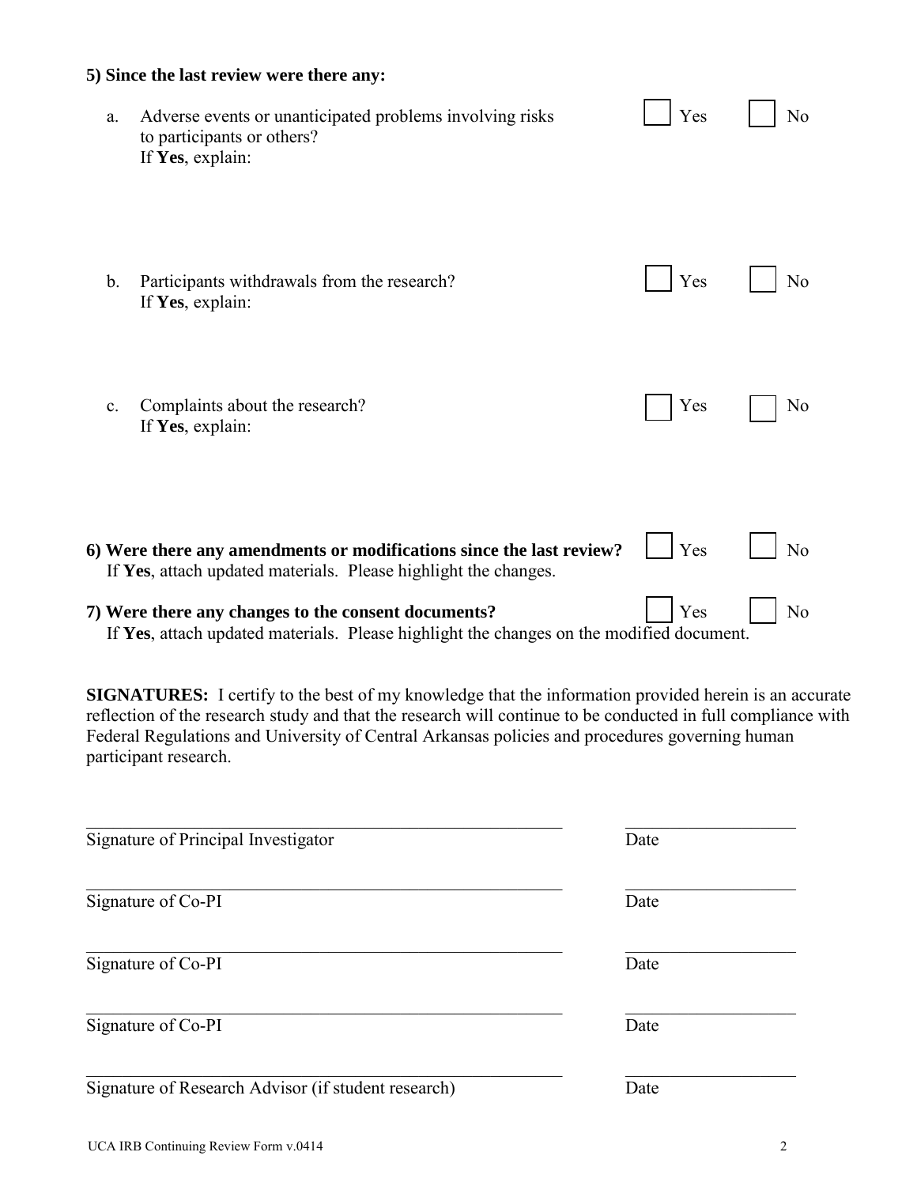**5) Since the last review were there any:**

a. Adverse events or unanticipated problems involving risks to participants or others? ☐ Yes ☐ No
If **Yes**, explain:

b. Participants withdrawals from the research? ☐ Yes ☐ No
If **Yes**, explain:

c. Complaints about the research? ☐ Yes ☐ No
If **Yes**, explain:

**6) Were there any amendments or modifications since the last review?** ☐ Yes ☐ No
If **Yes**, attach updated materials. Please highlight the changes.

**7) Were there any changes to the consent documents?** ☐ Yes ☐ No
If **Yes**, attach updated materials. Please highlight the changes on the modified document.

**SIGNATURES:** I certify to the best of my knowledge that the information provided herein is an accurate reflection of the research study and that the research will continue to be conducted in full compliance with Federal Regulations and University of Central Arkansas policies and procedures governing human participant research.

______________________________________________ ________________
Signature of Principal Investigator Date

______________________________________________ ________________
Signature of Co-PI Date

______________________________________________ ________________
Signature of Co-PI Date

______________________________________________ ________________
Signature of Co-PI Date

______________________________________________ ________________
Signature of Research Advisor (if student research) Date

UCA IRB Continuing Review Form v.0414